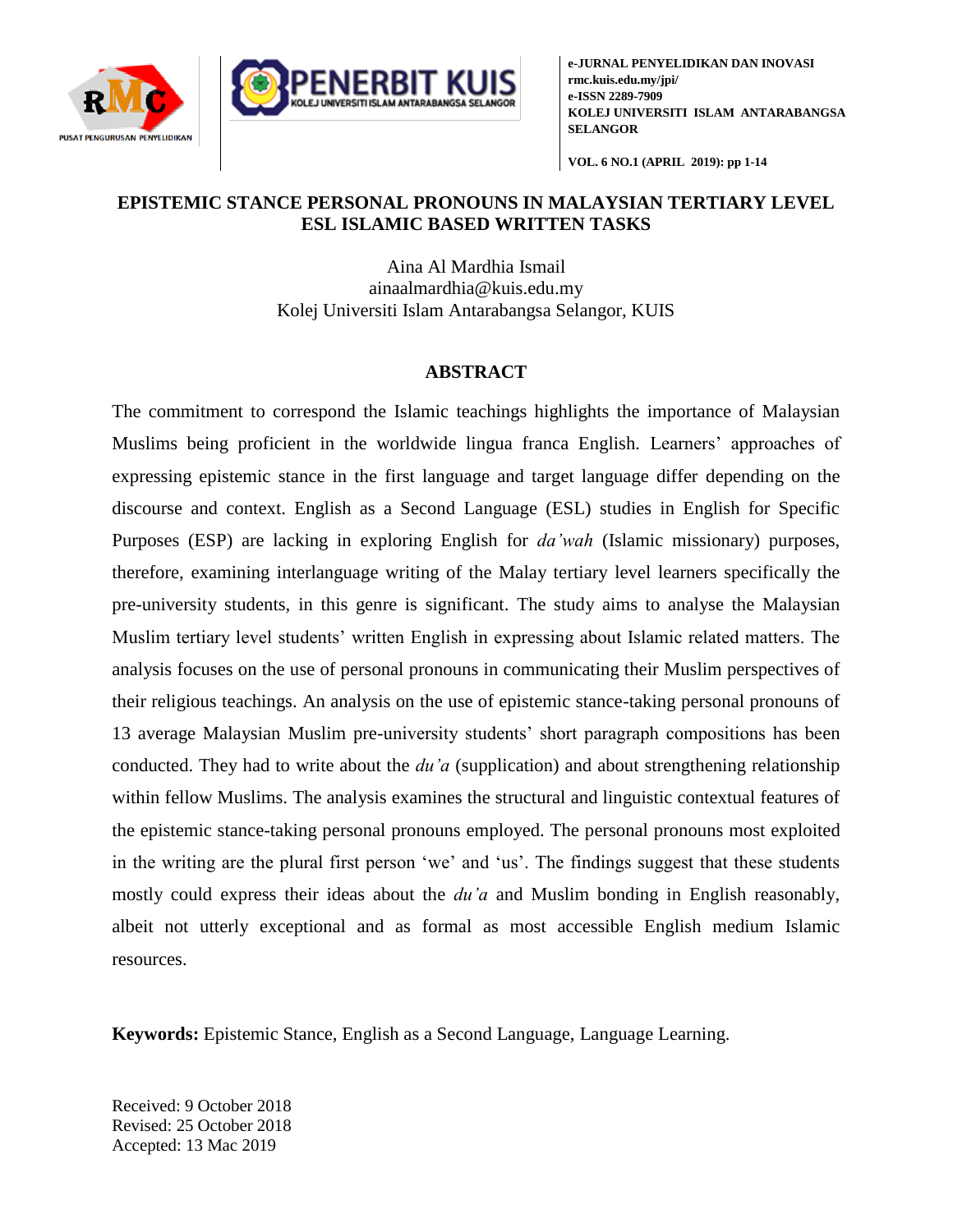# EPISTEMIC STANCE PERSONAL PRONOUNS IN MALAYSIAN TERTIARY LEVEL ESL ISLAMIC BASED WRITTEN TASKS

Aina Al Mardhia Ismail
ainaalmardhia@kuis.edu.my
Kolej Universiti Islam Antarabangsa Selangor, KUIS

## ABSTRACT

The commitment to correspond the Islamic teachings highlights the importance of Malaysian Muslims being proficient in the worldwide lingua franca English. Learners' approaches of expressing epistemic stance in the first language and target language differ depending on the discourse and context. English as a Second Language (ESL) studies in English for Specific Purposes (ESP) are lacking in exploring English for *da'wah* (Islamic missionary) purposes, therefore, examining interlanguage writing of the Malay tertiary level learners specifically the pre-university students, in this genre is significant. The study aims to analyse the Malaysian Muslim tertiary level students' written English in expressing about Islamic related matters. The analysis focuses on the use of personal pronouns in communicating their Muslim perspectives of their religious teachings. An analysis on the use of epistemic stance-taking personal pronouns of 13 average Malaysian Muslim pre-university students' short paragraph compositions has been conducted. They had to write about the *du'a* (supplication) and about strengthening relationship within fellow Muslims. The analysis examines the structural and linguistic contextual features of the epistemic stance-taking personal pronouns employed. The personal pronouns most exploited in the writing are the plural first person 'we' and 'us'. The findings suggest that these students mostly could express their ideas about the *du'a* and Muslim bonding in English reasonably, albeit not utterly exceptional and as formal as most accessible English medium Islamic resources.

**Keywords:** Epistemic Stance, English as a Second Language, Language Learning.

Received: 9 October 2018
Revised: 25 October 2018
Accepted: 13 Mac 2019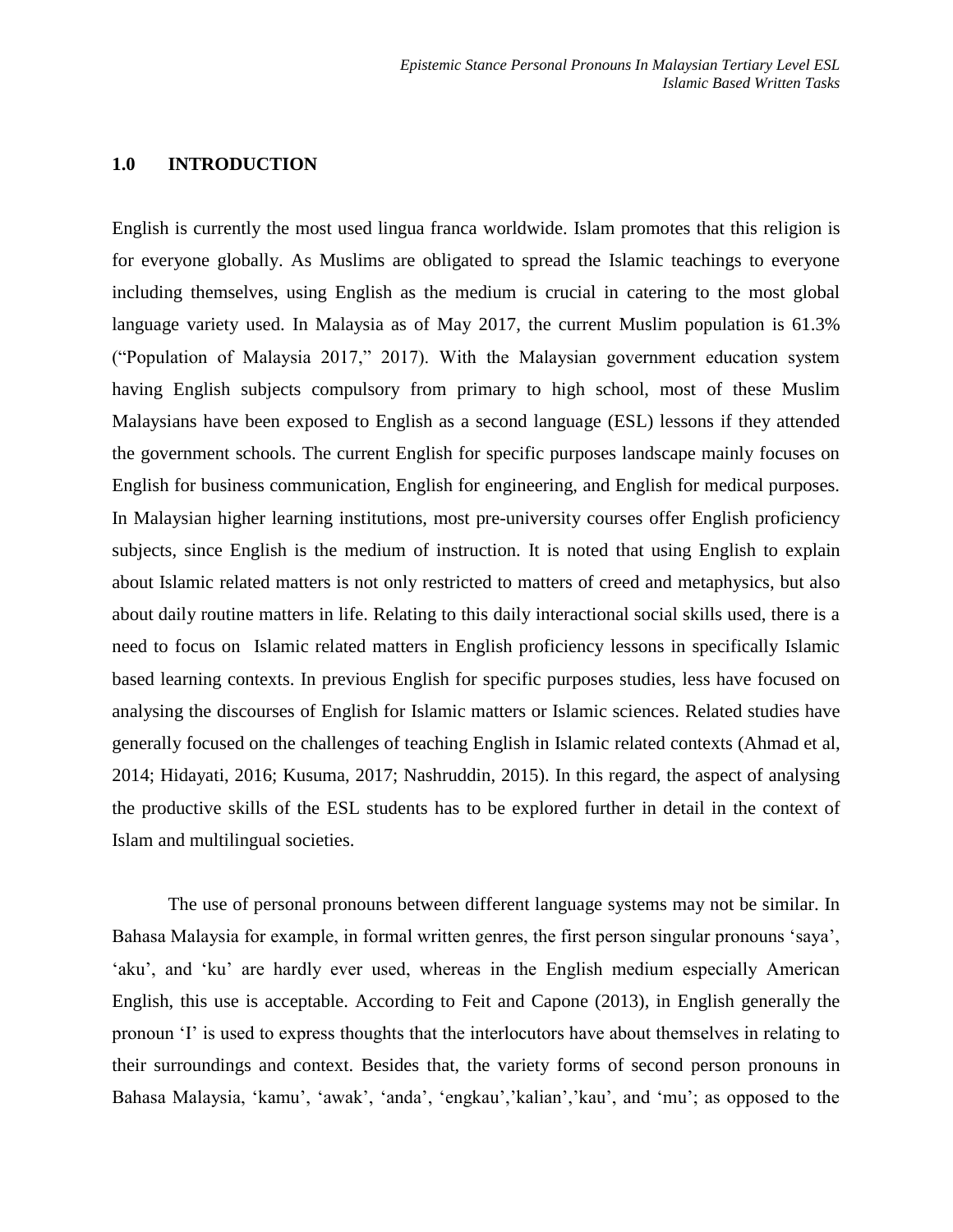## 1.0 INTRODUCTION

English is currently the most used lingua franca worldwide. Islam promotes that this religion is for everyone globally. As Muslims are obligated to spread the Islamic teachings to everyone including themselves, using English as the medium is crucial in catering to the most global language variety used. In Malaysia as of May 2017, the current Muslim population is 61.3% ("Population of Malaysia 2017," 2017). With the Malaysian government education system having English subjects compulsory from primary to high school, most of these Muslim Malaysians have been exposed to English as a second language (ESL) lessons if they attended the government schools. The current English for specific purposes landscape mainly focuses on English for business communication, English for engineering, and English for medical purposes. In Malaysian higher learning institutions, most pre-university courses offer English proficiency subjects, since English is the medium of instruction. It is noted that using English to explain about Islamic related matters is not only restricted to matters of creed and metaphysics, but also about daily routine matters in life. Relating to this daily interactional social skills used, there is a need to focus on Islamic related matters in English proficiency lessons in specifically Islamic based learning contexts. In previous English for specific purposes studies, less have focused on analysing the discourses of English for Islamic matters or Islamic sciences. Related studies have generally focused on the challenges of teaching English in Islamic related contexts (Ahmad et al, 2014; Hidayati, 2016; Kusuma, 2017; Nashruddin, 2015). In this regard, the aspect of analysing the productive skills of the ESL students has to be explored further in detail in the context of Islam and multilingual societies.

The use of personal pronouns between different language systems may not be similar. In Bahasa Malaysia for example, in formal written genres, the first person singular pronouns 'saya', 'aku', and 'ku' are hardly ever used, whereas in the English medium especially American English, this use is acceptable. According to Feit and Capone (2013), in English generally the pronoun 'I' is used to express thoughts that the interlocutors have about themselves in relating to their surroundings and context. Besides that, the variety forms of second person pronouns in Bahasa Malaysia, 'kamu', 'awak', 'anda', 'engkau','kalian','kau', and 'mu'; as opposed to the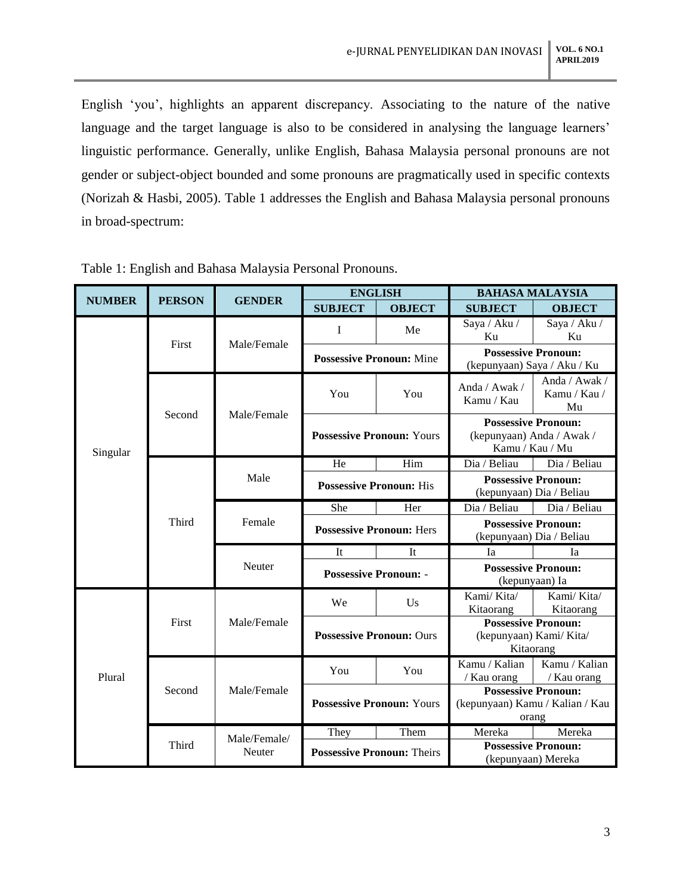English 'you', highlights an apparent discrepancy. Associating to the nature of the native language and the target language is also to be considered in analysing the language learners' linguistic performance. Generally, unlike English, Bahasa Malaysia personal pronouns are not gender or subject-object bounded and some pronouns are pragmatically used in specific contexts (Norizah & Hasbi, 2005). Table 1 addresses the English and Bahasa Malaysia personal pronouns in broad-spectrum:

Table 1: English and Bahasa Malaysia Personal Pronouns.

| NUMBER | PERSON | GENDER | ENGLISH | | BAHASA MALAYSIA | |
|---|---|---|---|---|---|---|
| | | | SUBJECT | OBJECT | SUBJECT | OBJECT |
| Singular | First | Male/Female | I | Me | Saya / Aku / Ku | Saya / Aku / Ku |
| | | | **Possessive Pronoun:** Mine | | **Possessive Pronoun:** (kepunyaan) Saya / Aku / Ku | |
| | Second | Male/Female | You | You | Anda / Awak / Kamu / Kau | Anda / Awak / Kamu / Kau / Mu |
| | | | **Possessive Pronoun:** Yours | | **Possessive Pronoun:** (kepunyaan) Anda / Awak / Kamu / Kau / Mu | |
| | Third | Male | He | Him | Dia / Beliau | Dia / Beliau |
| | | | **Possessive Pronoun:** His | | **Possessive Pronoun:** (kepunyaan) Dia / Beliau | |
| | | Female | She | Her | Dia / Beliau | Dia / Beliau |
| | | | **Possessive Pronoun:** Hers | | **Possessive Pronoun:** (kepunyaan) Dia / Beliau | |
| | | Neuter | It | It | Ia | Ia |
| | | | **Possessive Pronoun:** - | | **Possessive Pronoun:** (kepunyaan) Ia | |
| Plural | First | Male/Female | We | Us | Kami/ Kita/ Kitaorang | Kami/ Kita/ Kitaorang |
| | | | **Possessive Pronoun:** Ours | | **Possessive Pronoun:** (kepunyaan) Kami/ Kita/ Kitaorang | |
| | Second | Male/Female | You | You | Kamu / Kalian / Kau orang | Kamu / Kalian / Kau orang |
| | | | **Possessive Pronoun:** Yours | | **Possessive Pronoun:** (kepunyaan) Kamu / Kalian / Kau orang | |
| | Third | Male/Female/ Neuter | They | Them | Mereka | Mereka |
| | | | **Possessive Pronoun:** Theirs | | **Possessive Pronoun:** (kepunyaan) Mereka | |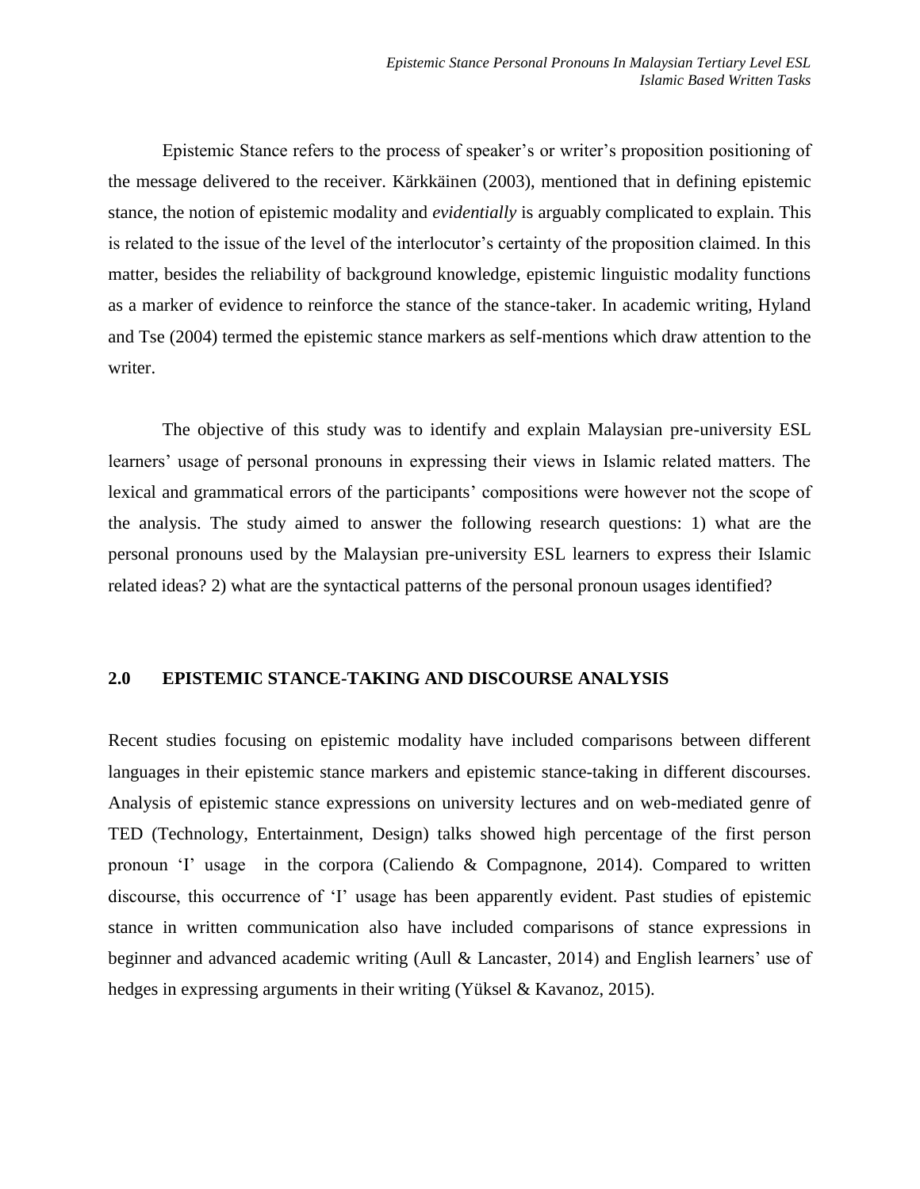Epistemic Stance refers to the process of speaker's or writer's proposition positioning of the message delivered to the receiver. Kärkkäinen (2003), mentioned that in defining epistemic stance, the notion of epistemic modality and *evidentially* is arguably complicated to explain. This is related to the issue of the level of the interlocutor's certainty of the proposition claimed. In this matter, besides the reliability of background knowledge, epistemic linguistic modality functions as a marker of evidence to reinforce the stance of the stance-taker. In academic writing, Hyland and Tse (2004) termed the epistemic stance markers as self-mentions which draw attention to the writer.

The objective of this study was to identify and explain Malaysian pre-university ESL learners' usage of personal pronouns in expressing their views in Islamic related matters. The lexical and grammatical errors of the participants' compositions were however not the scope of the analysis. The study aimed to answer the following research questions: 1) what are the personal pronouns used by the Malaysian pre-university ESL learners to express their Islamic related ideas? 2) what are the syntactical patterns of the personal pronoun usages identified?

## 2.0 EPISTEMIC STANCE-TAKING AND DISCOURSE ANALYSIS

Recent studies focusing on epistemic modality have included comparisons between different languages in their epistemic stance markers and epistemic stance-taking in different discourses. Analysis of epistemic stance expressions on university lectures and on web-mediated genre of TED (Technology, Entertainment, Design) talks showed high percentage of the first person pronoun 'I' usage in the corpora (Caliendo & Compagnone, 2014). Compared to written discourse, this occurrence of 'I' usage has been apparently evident. Past studies of epistemic stance in written communication also have included comparisons of stance expressions in beginner and advanced academic writing (Aull & Lancaster, 2014) and English learners' use of hedges in expressing arguments in their writing (Yüksel & Kavanoz, 2015).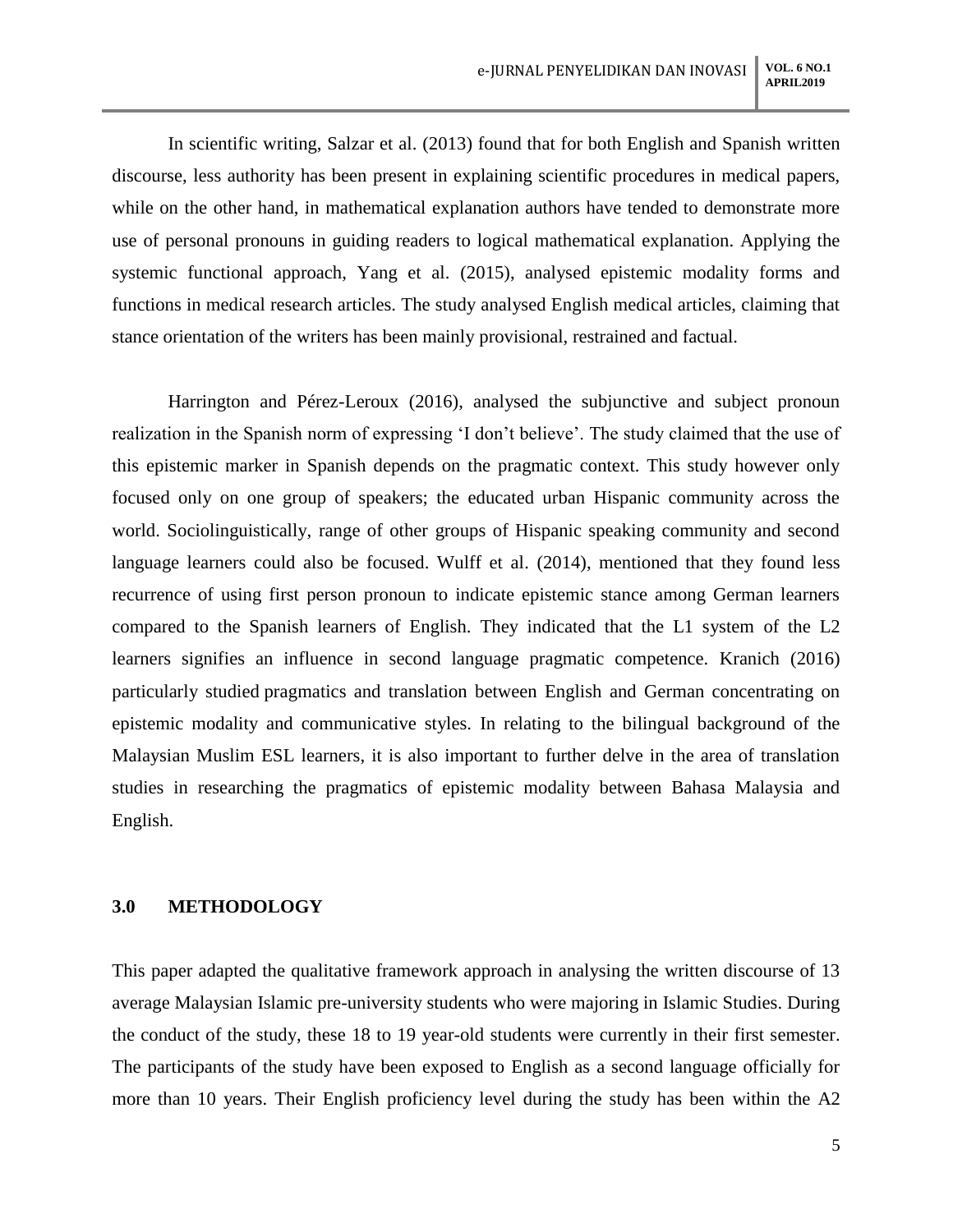In scientific writing, Salzar et al. (2013) found that for both English and Spanish written discourse, less authority has been present in explaining scientific procedures in medical papers, while on the other hand, in mathematical explanation authors have tended to demonstrate more use of personal pronouns in guiding readers to logical mathematical explanation. Applying the systemic functional approach, Yang et al. (2015), analysed epistemic modality forms and functions in medical research articles. The study analysed English medical articles, claiming that stance orientation of the writers has been mainly provisional, restrained and factual.

Harrington and Pérez-Leroux (2016), analysed the subjunctive and subject pronoun realization in the Spanish norm of expressing 'I don't believe'. The study claimed that the use of this epistemic marker in Spanish depends on the pragmatic context. This study however only focused only on one group of speakers; the educated urban Hispanic community across the world. Sociolinguistically, range of other groups of Hispanic speaking community and second language learners could also be focused. Wulff et al. (2014), mentioned that they found less recurrence of using first person pronoun to indicate epistemic stance among German learners compared to the Spanish learners of English. They indicated that the L1 system of the L2 learners signifies an influence in second language pragmatic competence. Kranich (2016) particularly studied pragmatics and translation between English and German concentrating on epistemic modality and communicative styles. In relating to the bilingual background of the Malaysian Muslim ESL learners, it is also important to further delve in the area of translation studies in researching the pragmatics of epistemic modality between Bahasa Malaysia and English.

## 3.0 METHODOLOGY

This paper adapted the qualitative framework approach in analysing the written discourse of 13 average Malaysian Islamic pre-university students who were majoring in Islamic Studies. During the conduct of the study, these 18 to 19 year-old students were currently in their first semester. The participants of the study have been exposed to English as a second language officially for more than 10 years. Their English proficiency level during the study has been within the A2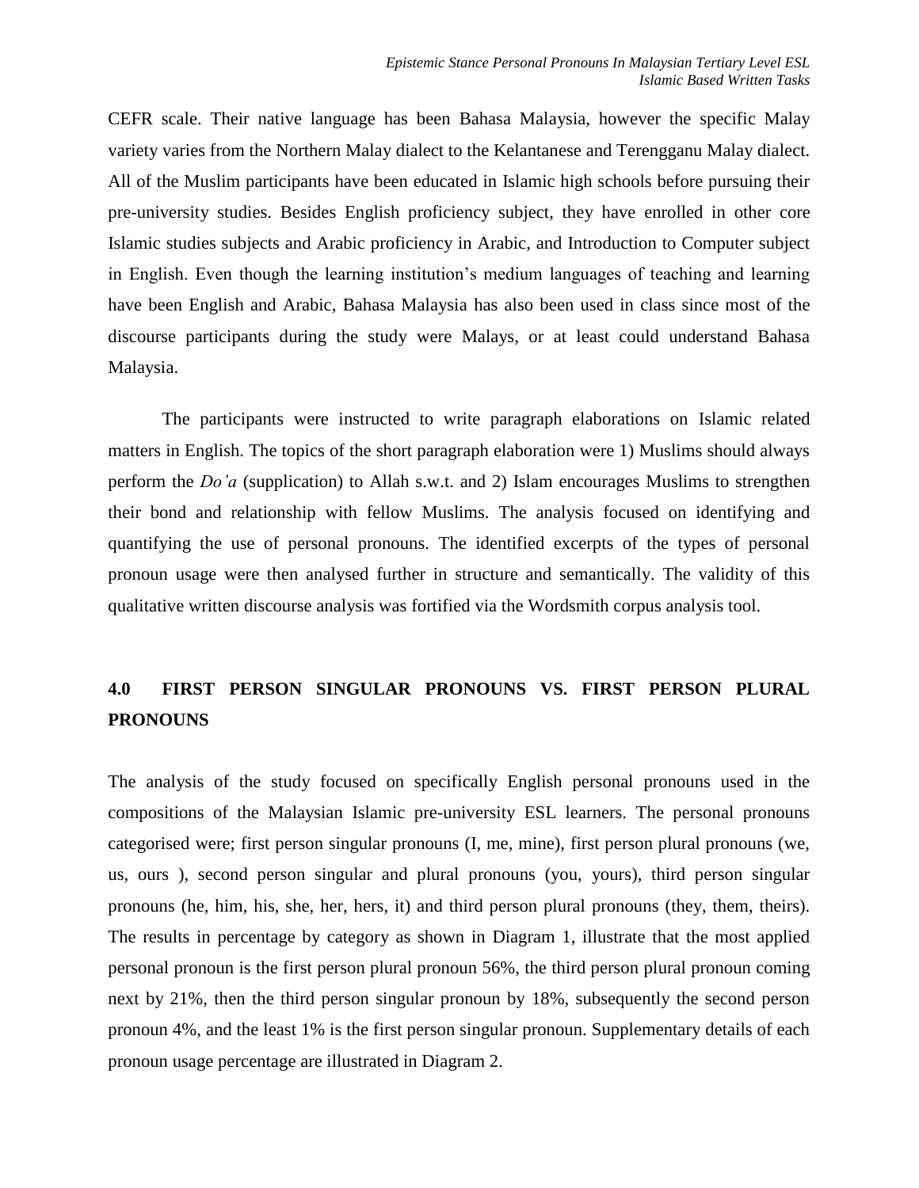CEFR scale. Their native language has been Bahasa Malaysia, however the specific Malay variety varies from the Northern Malay dialect to the Kelantanese and Terengganu Malay dialect. All of the Muslim participants have been educated in Islamic high schools before pursuing their pre-university studies. Besides English proficiency subject, they have enrolled in other core Islamic studies subjects and Arabic proficiency in Arabic, and Introduction to Computer subject in English. Even though the learning institution's medium languages of teaching and learning have been English and Arabic, Bahasa Malaysia has also been used in class since most of the discourse participants during the study were Malays, or at least could understand Bahasa Malaysia.

The participants were instructed to write paragraph elaborations on Islamic related matters in English. The topics of the short paragraph elaboration were 1) Muslims should always perform the *Do'a* (supplication) to Allah s.w.t. and 2) Islam encourages Muslims to strengthen their bond and relationship with fellow Muslims. The analysis focused on identifying and quantifying the use of personal pronouns. The identified excerpts of the types of personal pronoun usage were then analysed further in structure and semantically. The validity of this qualitative written discourse analysis was fortified via the Wordsmith corpus analysis tool.

## 4.0 FIRST PERSON SINGULAR PRONOUNS VS. FIRST PERSON PLURAL PRONOUNS

The analysis of the study focused on specifically English personal pronouns used in the compositions of the Malaysian Islamic pre-university ESL learners. The personal pronouns categorised were; first person singular pronouns (I, me, mine), first person plural pronouns (we, us, ours ), second person singular and plural pronouns (you, yours), third person singular pronouns (he, him, his, she, her, hers, it) and third person plural pronouns (they, them, theirs). The results in percentage by category as shown in Diagram 1, illustrate that the most applied personal pronoun is the first person plural pronoun 56%, the third person plural pronoun coming next by 21%, then the third person singular pronoun by 18%, subsequently the second person pronoun 4%, and the least 1% is the first person singular pronoun. Supplementary details of each pronoun usage percentage are illustrated in Diagram 2.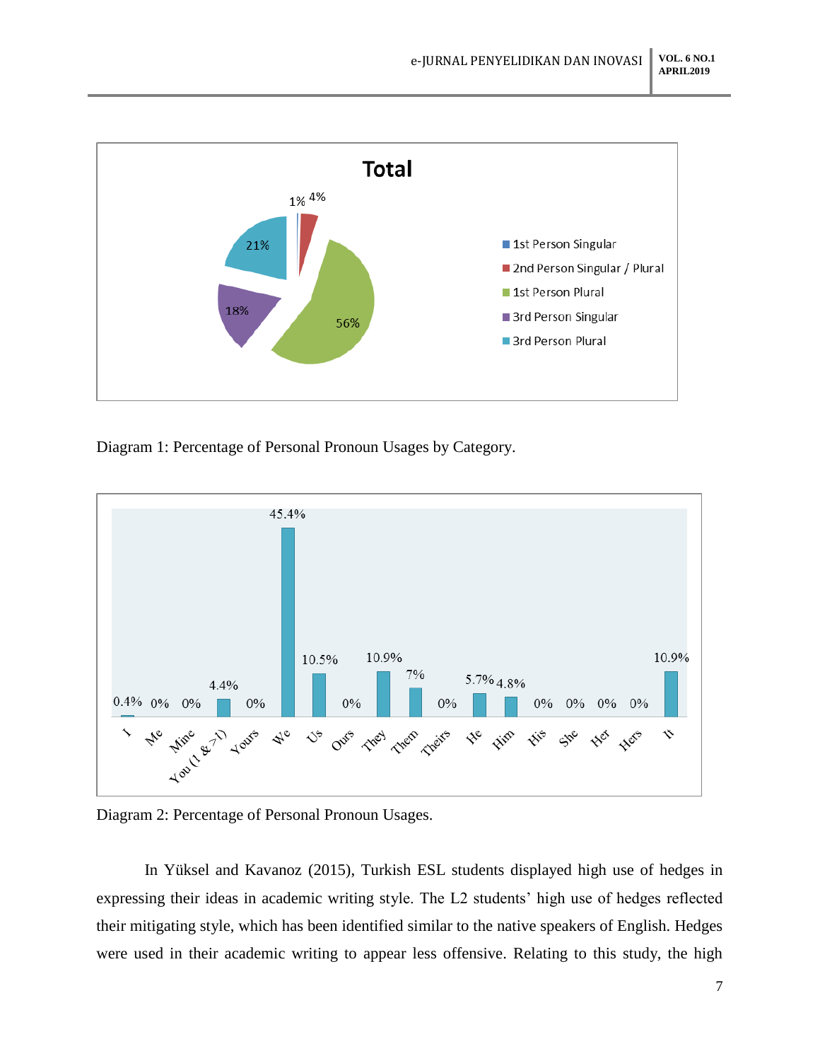Diagram 1: Percentage of Personal Pronoun Usages by Category.

Diagram 2: Percentage of Personal Pronoun Usages.

In Yüksel and Kavanoz (2015), Turkish ESL students displayed high use of hedges in expressing their ideas in academic writing style. The L2 students' high use of hedges reflected their mitigating style, which has been identified similar to the native speakers of English. Hedges were used in their academic writing to appear less offensive. Relating to this study, the high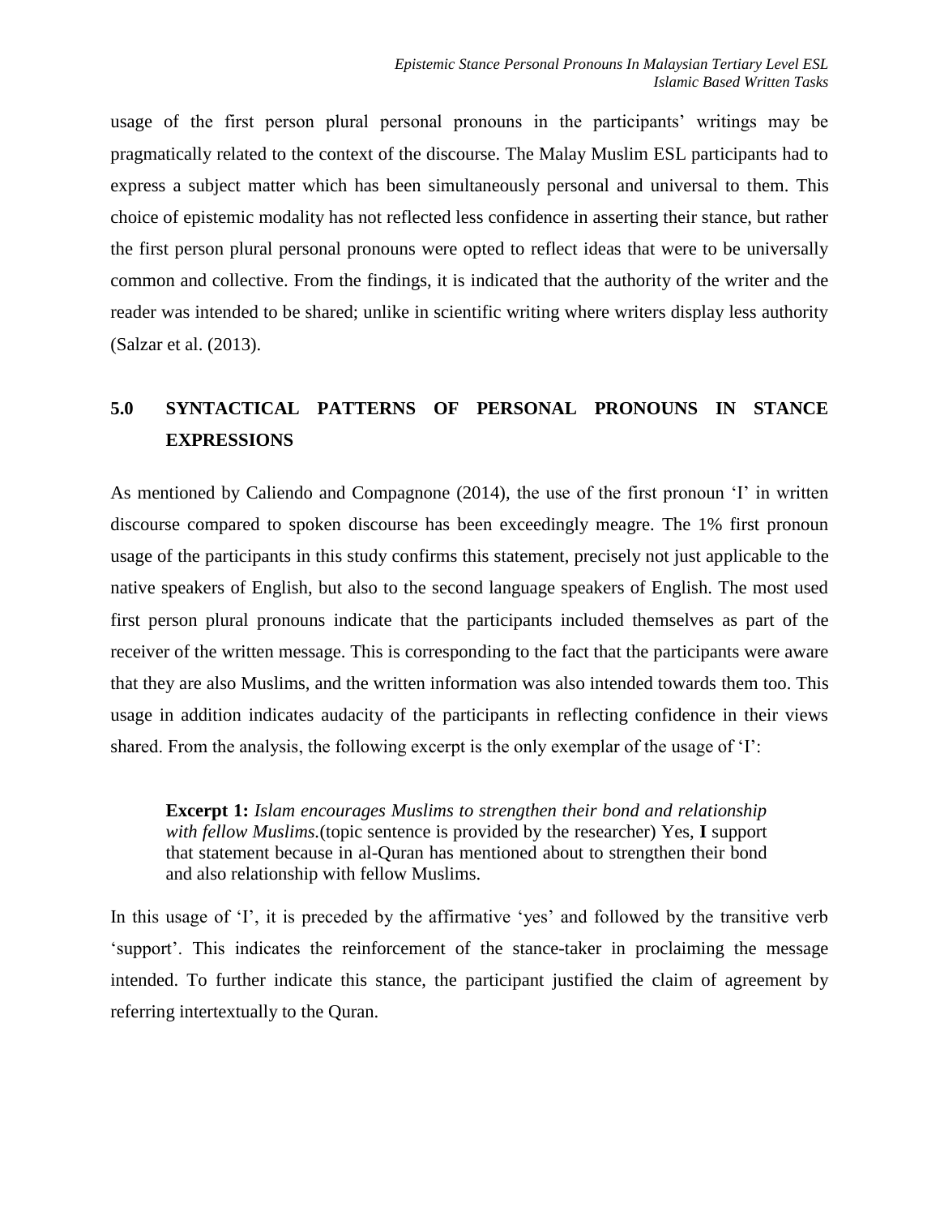usage of the first person plural personal pronouns in the participants' writings may be pragmatically related to the context of the discourse. The Malay Muslim ESL participants had to express a subject matter which has been simultaneously personal and universal to them. This choice of epistemic modality has not reflected less confidence in asserting their stance, but rather the first person plural personal pronouns were opted to reflect ideas that were to be universally common and collective. From the findings, it is indicated that the authority of the writer and the reader was intended to be shared; unlike in scientific writing where writers display less authority (Salzar et al. (2013).

## 5.0 SYNTACTICAL PATTERNS OF PERSONAL PRONOUNS IN STANCE EXPRESSIONS

As mentioned by Caliendo and Compagnone (2014), the use of the first pronoun 'I' in written discourse compared to spoken discourse has been exceedingly meagre. The 1% first pronoun usage of the participants in this study confirms this statement, precisely not just applicable to the native speakers of English, but also to the second language speakers of English. The most used first person plural pronouns indicate that the participants included themselves as part of the receiver of the written message. This is corresponding to the fact that the participants were aware that they are also Muslims, and the written information was also intended towards them too. This usage in addition indicates audacity of the participants in reflecting confidence in their views shared. From the analysis, the following excerpt is the only exemplar of the usage of 'I':

> **Excerpt 1:** *Islam encourages Muslims to strengthen their bond and relationship with fellow Muslims.*(topic sentence is provided by the researcher) Yes, **I** support that statement because in al-Quran has mentioned about to strengthen their bond and also relationship with fellow Muslims.

In this usage of 'I', it is preceded by the affirmative 'yes' and followed by the transitive verb 'support'. This indicates the reinforcement of the stance-taker in proclaiming the message intended. To further indicate this stance, the participant justified the claim of agreement by referring intertextually to the Quran.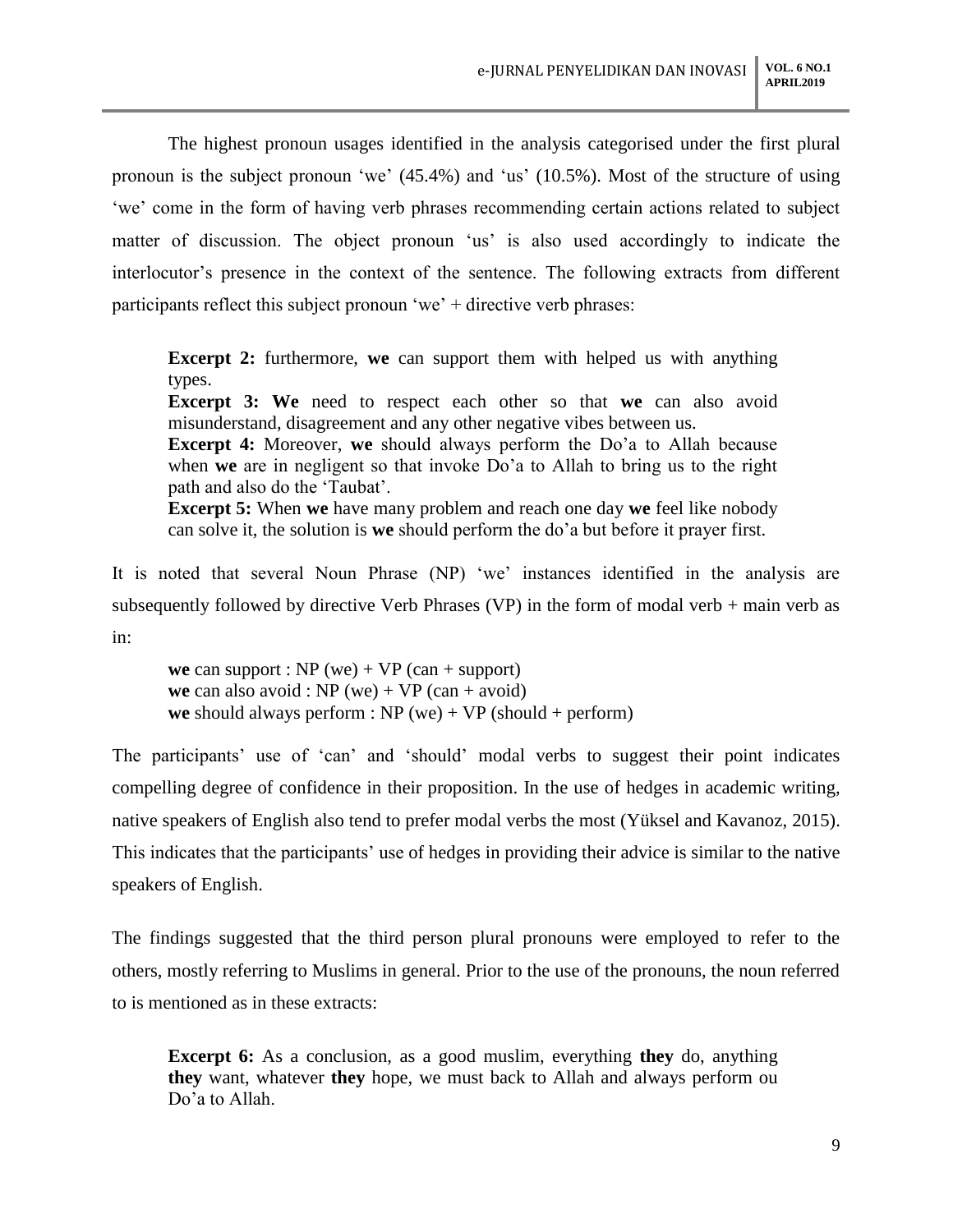The highest pronoun usages identified in the analysis categorised under the first plural pronoun is the subject pronoun 'we' (45.4%) and 'us' (10.5%). Most of the structure of using 'we' come in the form of having verb phrases recommending certain actions related to subject matter of discussion. The object pronoun 'us' is also used accordingly to indicate the interlocutor's presence in the context of the sentence. The following extracts from different participants reflect this subject pronoun 'we' + directive verb phrases:

> **Excerpt 2:** furthermore, **we** can support them with helped us with anything types.
>
> **Excerpt 3: We** need to respect each other so that **we** can also avoid misunderstand, disagreement and any other negative vibes between us.
>
> **Excerpt 4:** Moreover, **we** should always perform the Do'a to Allah because when **we** are in negligent so that invoke Do'a to Allah to bring us to the right path and also do the 'Taubat'.
>
> **Excerpt 5:** When **we** have many problem and reach one day **we** feel like nobody can solve it, the solution is **we** should perform the do'a but before it prayer first.

It is noted that several Noun Phrase (NP) 'we' instances identified in the analysis are subsequently followed by directive Verb Phrases (VP) in the form of modal verb + main verb as in:

> **we** can support : NP (we) + VP (can + support)
> **we** can also avoid : NP (we) + VP (can + avoid)
> **we** should always perform : NP (we) + VP (should + perform)

The participants' use of 'can' and 'should' modal verbs to suggest their point indicates compelling degree of confidence in their proposition. In the use of hedges in academic writing, native speakers of English also tend to prefer modal verbs the most (Yüksel and Kavanoz, 2015). This indicates that the participants' use of hedges in providing their advice is similar to the native speakers of English.

The findings suggested that the third person plural pronouns were employed to refer to the others, mostly referring to Muslims in general. Prior to the use of the pronouns, the noun referred to is mentioned as in these extracts:

> **Excerpt 6:** As a conclusion, as a good muslim, everything **they** do, anything **they** want, whatever **they** hope, we must back to Allah and always perform ou Do'a to Allah.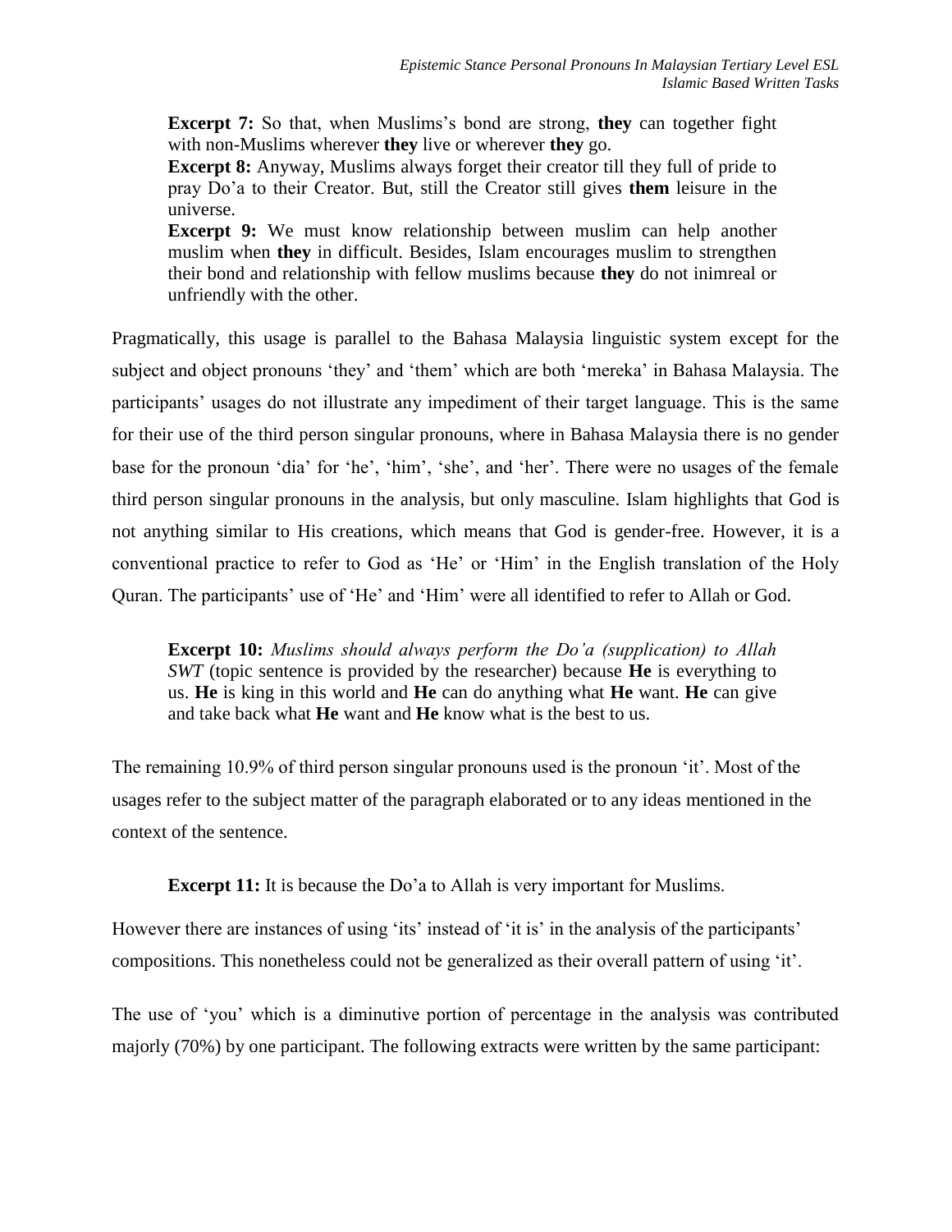> **Excerpt 7:** So that, when Muslims's bond are strong, **they** can together fight with non-Muslims wherever **they** live or wherever **they** go.
>
> **Excerpt 8:** Anyway, Muslims always forget their creator till they full of pride to pray Do'a to their Creator. But, still the Creator still gives **them** leisure in the universe.
>
> **Excerpt 9:** We must know relationship between muslim can help another muslim when **they** in difficult. Besides, Islam encourages muslim to strengthen their bond and relationship with fellow muslims because **they** do not inimreal or unfriendly with the other.

Pragmatically, this usage is parallel to the Bahasa Malaysia linguistic system except for the subject and object pronouns 'they' and 'them' which are both 'mereka' in Bahasa Malaysia. The participants' usages do not illustrate any impediment of their target language. This is the same for their use of the third person singular pronouns, where in Bahasa Malaysia there is no gender base for the pronoun 'dia' for 'he', 'him', 'she', and 'her'. There were no usages of the female third person singular pronouns in the analysis, but only masculine. Islam highlights that God is not anything similar to His creations, which means that God is gender-free. However, it is a conventional practice to refer to God as 'He' or 'Him' in the English translation of the Holy Quran. The participants' use of 'He' and 'Him' were all identified to refer to Allah or God.

> **Excerpt 10:** *Muslims should always perform the Do'a (supplication) to Allah SWT* (topic sentence is provided by the researcher) because **He** is everything to us. **He** is king in this world and **He** can do anything what **He** want. **He** can give and take back what **He** want and **He** know what is the best to us.

The remaining 10.9% of third person singular pronouns used is the pronoun 'it'. Most of the usages refer to the subject matter of the paragraph elaborated or to any ideas mentioned in the context of the sentence.

> **Excerpt 11:** It is because the Do'a to Allah is very important for Muslims.

However there are instances of using 'its' instead of 'it is' in the analysis of the participants' compositions. This nonetheless could not be generalized as their overall pattern of using 'it'.

The use of 'you' which is a diminutive portion of percentage in the analysis was contributed majorly (70%) by one participant. The following extracts were written by the same participant: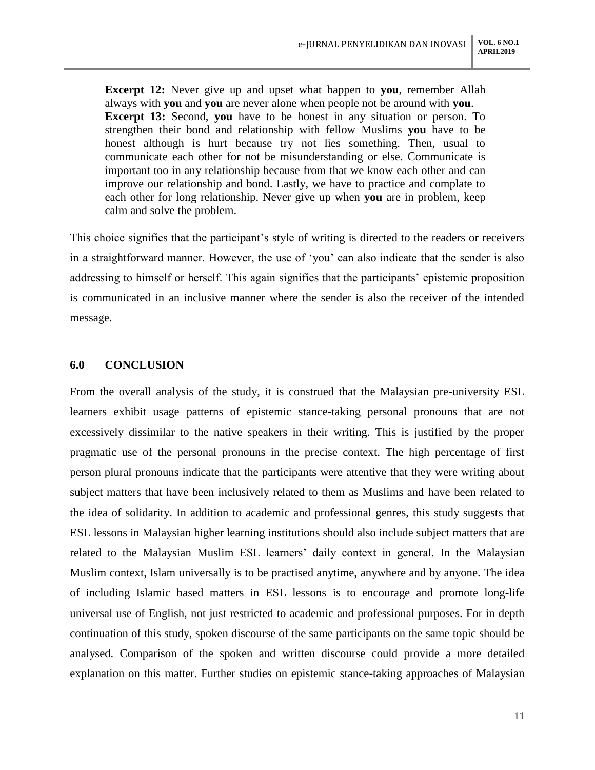**Excerpt 12:** Never give up and upset what happen to **you**, remember Allah always with **you** and **you** are never alone when people not be around with **you**.
**Excerpt 13:** Second, **you** have to be honest in any situation or person. To strengthen their bond and relationship with fellow Muslims **you** have to be honest although is hurt because try not lies something. Then, usual to communicate each other for not be misunderstanding or else. Communicate is important too in any relationship because from that we know each other and can improve our relationship and bond. Lastly, we have to practice and complate to each other for long relationship. Never give up when **you** are in problem, keep calm and solve the problem.

This choice signifies that the participant's style of writing is directed to the readers or receivers in a straightforward manner. However, the use of 'you' can also indicate that the sender is also addressing to himself or herself. This again signifies that the participants' epistemic proposition is communicated in an inclusive manner where the sender is also the receiver of the intended message.

## 6.0 CONCLUSION

From the overall analysis of the study, it is construed that the Malaysian pre-university ESL learners exhibit usage patterns of epistemic stance-taking personal pronouns that are not excessively dissimilar to the native speakers in their writing. This is justified by the proper pragmatic use of the personal pronouns in the precise context. The high percentage of first person plural pronouns indicate that the participants were attentive that they were writing about subject matters that have been inclusively related to them as Muslims and have been related to the idea of solidarity. In addition to academic and professional genres, this study suggests that ESL lessons in Malaysian higher learning institutions should also include subject matters that are related to the Malaysian Muslim ESL learners' daily context in general. In the Malaysian Muslim context, Islam universally is to be practised anytime, anywhere and by anyone. The idea of including Islamic based matters in ESL lessons is to encourage and promote long-life universal use of English, not just restricted to academic and professional purposes. For in depth continuation of this study, spoken discourse of the same participants on the same topic should be analysed. Comparison of the spoken and written discourse could provide a more detailed explanation on this matter. Further studies on epistemic stance-taking approaches of Malaysian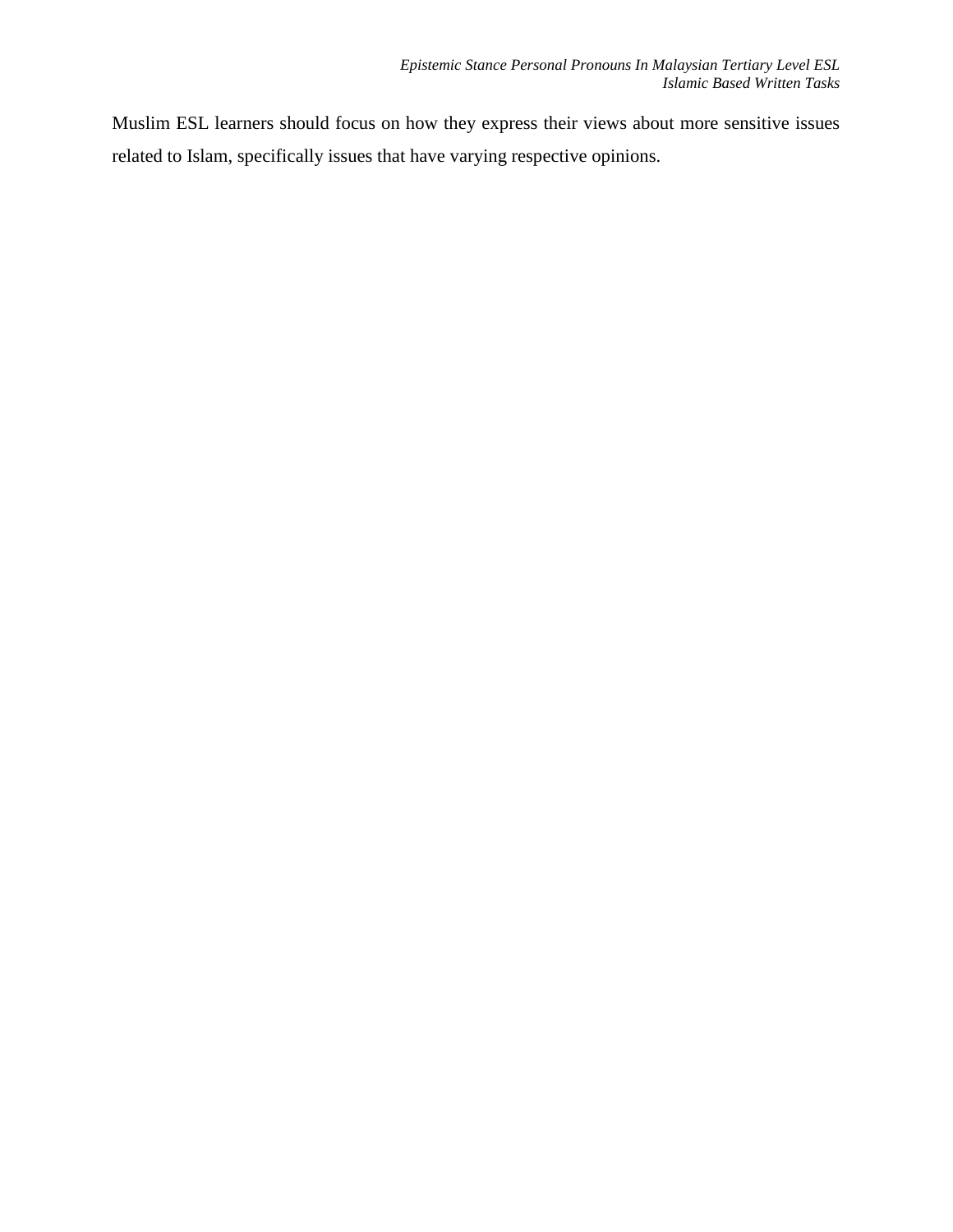Muslim ESL learners should focus on how they express their views about more sensitive issues related to Islam, specifically issues that have varying respective opinions.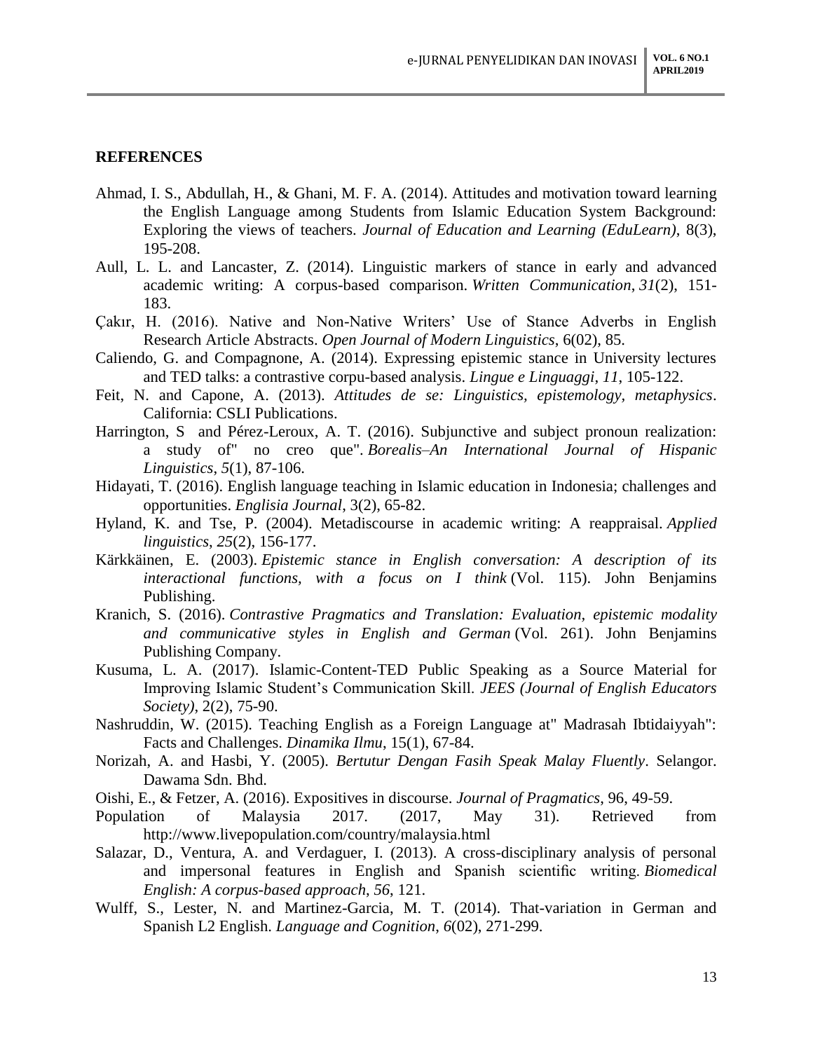## REFERENCES

Ahmad, I. S., Abdullah, H., & Ghani, M. F. A. (2014). Attitudes and motivation toward learning the English Language among Students from Islamic Education System Background: Exploring the views of teachers. *Journal of Education and Learning (EduLearn)*, 8(3), 195-208.

Aull, L. L. and Lancaster, Z. (2014). Linguistic markers of stance in early and advanced academic writing: A corpus-based comparison. *Written Communication*, *31*(2), 151-183.

Çakır, H. (2016). Native and Non-Native Writers' Use of Stance Adverbs in English Research Article Abstracts. *Open Journal of Modern Linguistics*, 6(02), 85.

Caliendo, G. and Compagnone, A. (2014). Expressing epistemic stance in University lectures and TED talks: a contrastive corpu-based analysis. *Lingue e Linguaggi*, *11*, 105-122.

Feit, N. and Capone, A. (2013). *Attitudes de se: Linguistics, epistemology, metaphysics*. California: CSLI Publications.

Harrington, S and Pérez-Leroux, A. T. (2016). Subjunctive and subject pronoun realization: a study of" no creo que". *Borealis–An International Journal of Hispanic Linguistics*, *5*(1), 87-106.

Hidayati, T. (2016). English language teaching in Islamic education in Indonesia; challenges and opportunities. *Englisia Journal*, 3(2), 65-82.

Hyland, K. and Tse, P. (2004). Metadiscourse in academic writing: A reappraisal. *Applied linguistics*, *25*(2), 156-177.

Kärkkäinen, E. (2003). *Epistemic stance in English conversation: A description of its interactional functions, with a focus on I think* (Vol. 115). John Benjamins Publishing.

Kranich, S. (2016). *Contrastive Pragmatics and Translation: Evaluation, epistemic modality and communicative styles in English and German* (Vol. 261). John Benjamins Publishing Company.

Kusuma, L. A. (2017). Islamic-Content-TED Public Speaking as a Source Material for Improving Islamic Student's Communication Skill. *JEES (Journal of English Educators Society)*, 2(2), 75-90.

Nashruddin, W. (2015). Teaching English as a Foreign Language at" Madrasah Ibtidaiyyah": Facts and Challenges. *Dinamika Ilmu*, 15(1), 67-84.

Norizah, A. and Hasbi, Y. (2005). *Bertutur Dengan Fasih Speak Malay Fluently*. Selangor. Dawama Sdn. Bhd.

Oishi, E., & Fetzer, A. (2016). Expositives in discourse. *Journal of Pragmatics*, 96, 49-59.

Population of Malaysia 2017. (2017, May 31). Retrieved from http://www.livepopulation.com/country/malaysia.html

Salazar, D., Ventura, A. and Verdaguer, I. (2013). A cross-disciplinary analysis of personal and impersonal features in English and Spanish scientific writing. *Biomedical English: A corpus-based approach*, *56*, 121.

Wulff, S., Lester, N. and Martinez-Garcia, M. T. (2014). That-variation in German and Spanish L2 English. *Language and Cognition*, *6*(02), 271-299.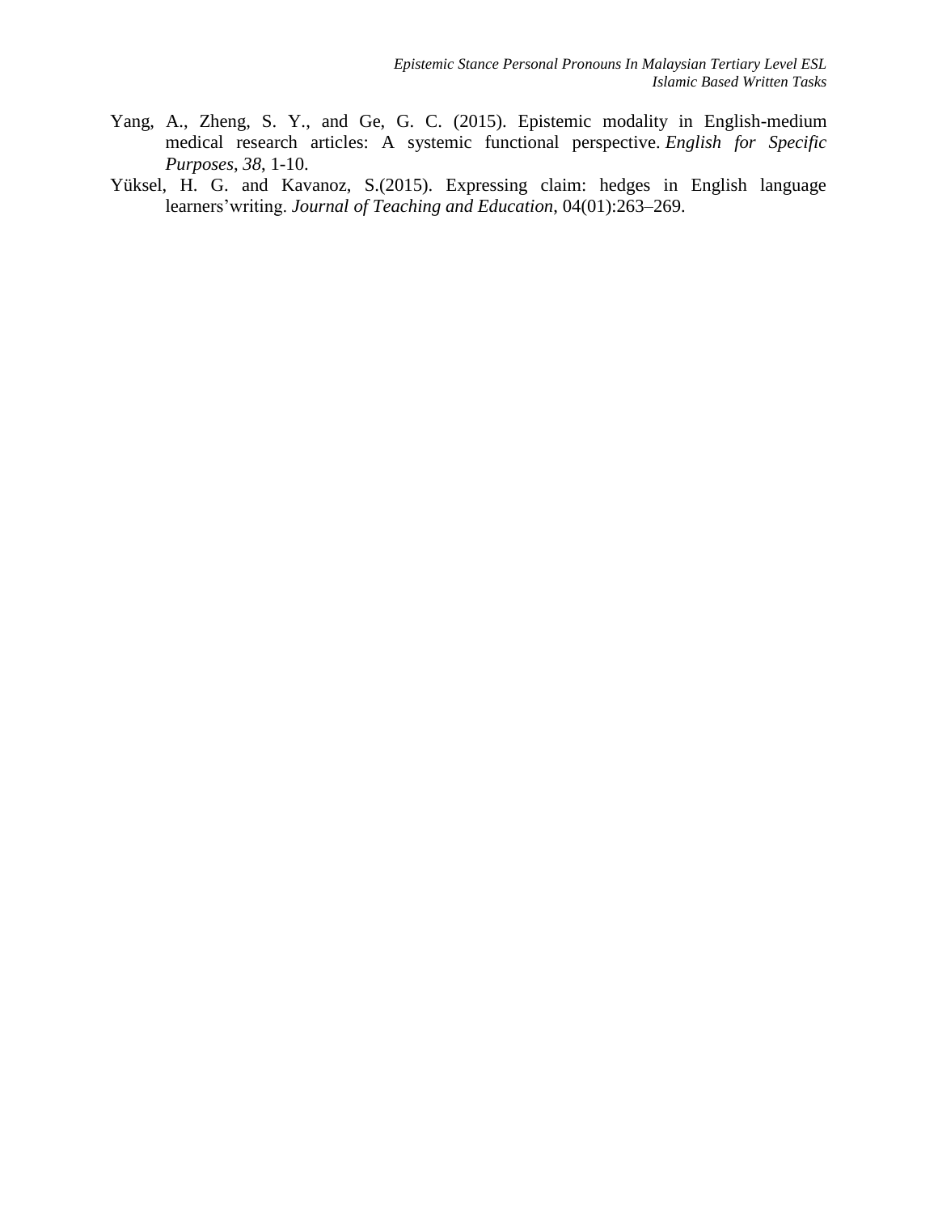Yang, A., Zheng, S. Y., and Ge, G. C. (2015). Epistemic modality in English-medium medical research articles: A systemic functional perspective. *English for Specific Purposes*, *38*, 1-10.

Yüksel, H. G. and Kavanoz, S.(2015). Expressing claim: hedges in English language learners'writing. *Journal of Teaching and Education*, 04(01):263–269.